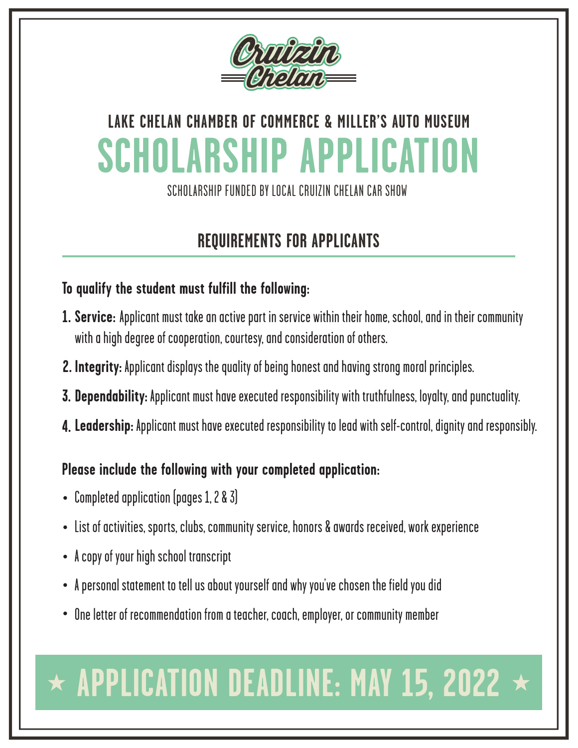Cruizin Chelan

LAKE CHELAN CHAMBER OF COMMERCE & MILLER'S AUTO MUSEUM

# SCHOLARSHIP APPLICATION

SCHOLARSHIP FUNDED BY LOCAL CRUIZIN CHELAN CAR SHOW

## REQUIREMENTS FOR APPLICANTS

**To qualify the student must fulfill the following:**

1. **Service:** Applicant must take an active part in service within their home, school, and in their community with a high degree of cooperation, courtesy, and consideration of others.
2. **Integrity:** Applicant displays the quality of being honest and having strong moral principles.
3. **Dependability:** Applicant must have executed responsibility with truthfulness, loyalty, and punctuality.
4. **Leadership:** Applicant must have executed responsibility to lead with self-control, dignity and responsibly.

**Please include the following with your completed application:**

- Completed application (pages 1, 2 & 3)
- List of activities, sports, clubs, community service, honors & awards received, work experience
- A copy of your high school transcript
- A personal statement to tell us about yourself and why you've chosen the field you did
- One letter of recommendation from a teacher, coach, employer, or community member

## ★ APPLICATION DEADLINE: MAY 15, 2022 ★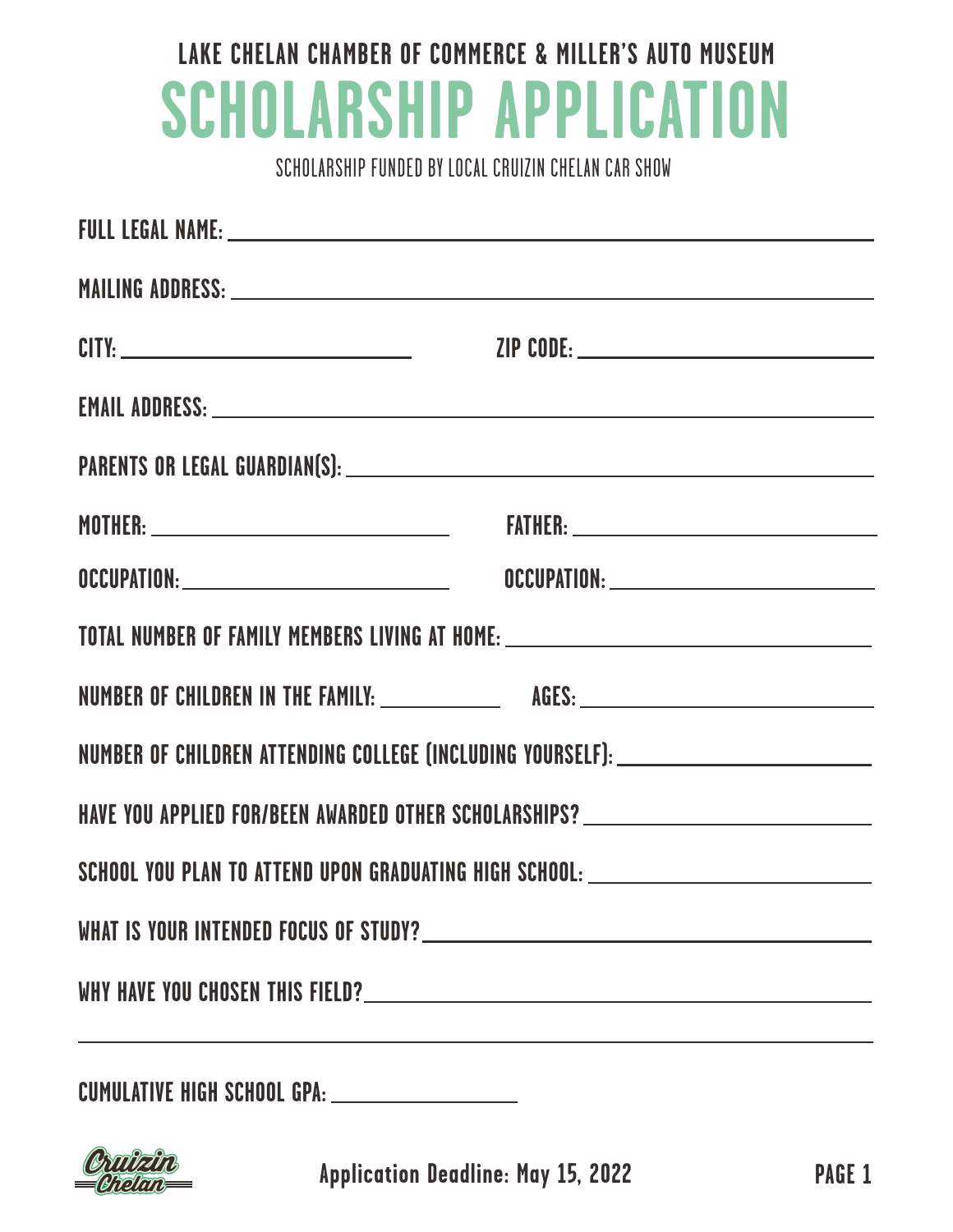LAKE CHELAN CHAMBER OF COMMERCE & MILLER'S AUTO MUSEUM

# SCHOLARSHIP APPLICATION

SCHOLARSHIP FUNDED BY LOCAL CRUIZIN CHELAN CAR SHOW

FULL LEGAL NAME: ______________________________________________

MAILING ADDRESS: ______________________________________________

CITY: ____________________ ZIP CODE: ____________________

EMAIL ADDRESS: ______________________________________________

PARENTS OR LEGAL GUARDIAN(S): ______________________________________________

MOTHER: ____________________ FATHER: ____________________

OCCUPATION: ____________________ OCCUPATION: ____________________

TOTAL NUMBER OF FAMILY MEMBERS LIVING AT HOME: ____________________

NUMBER OF CHILDREN IN THE FAMILY: __________ AGES: ____________________

NUMBER OF CHILDREN ATTENDING COLLEGE (INCLUDING YOURSELF): ____________________

HAVE YOU APPLIED FOR/BEEN AWARDED OTHER SCHOLARSHIPS? ____________________

SCHOOL YOU PLAN TO ATTEND UPON GRADUATING HIGH SCHOOL: ____________________

WHAT IS YOUR INTENDED FOCUS OF STUDY? ____________________

WHY HAVE YOU CHOSEN THIS FIELD? ____________________

______________________________________________

CUMULATIVE HIGH SCHOOL GPA: ____________________

Cruizin Chelan

Application Deadline: May 15, 2022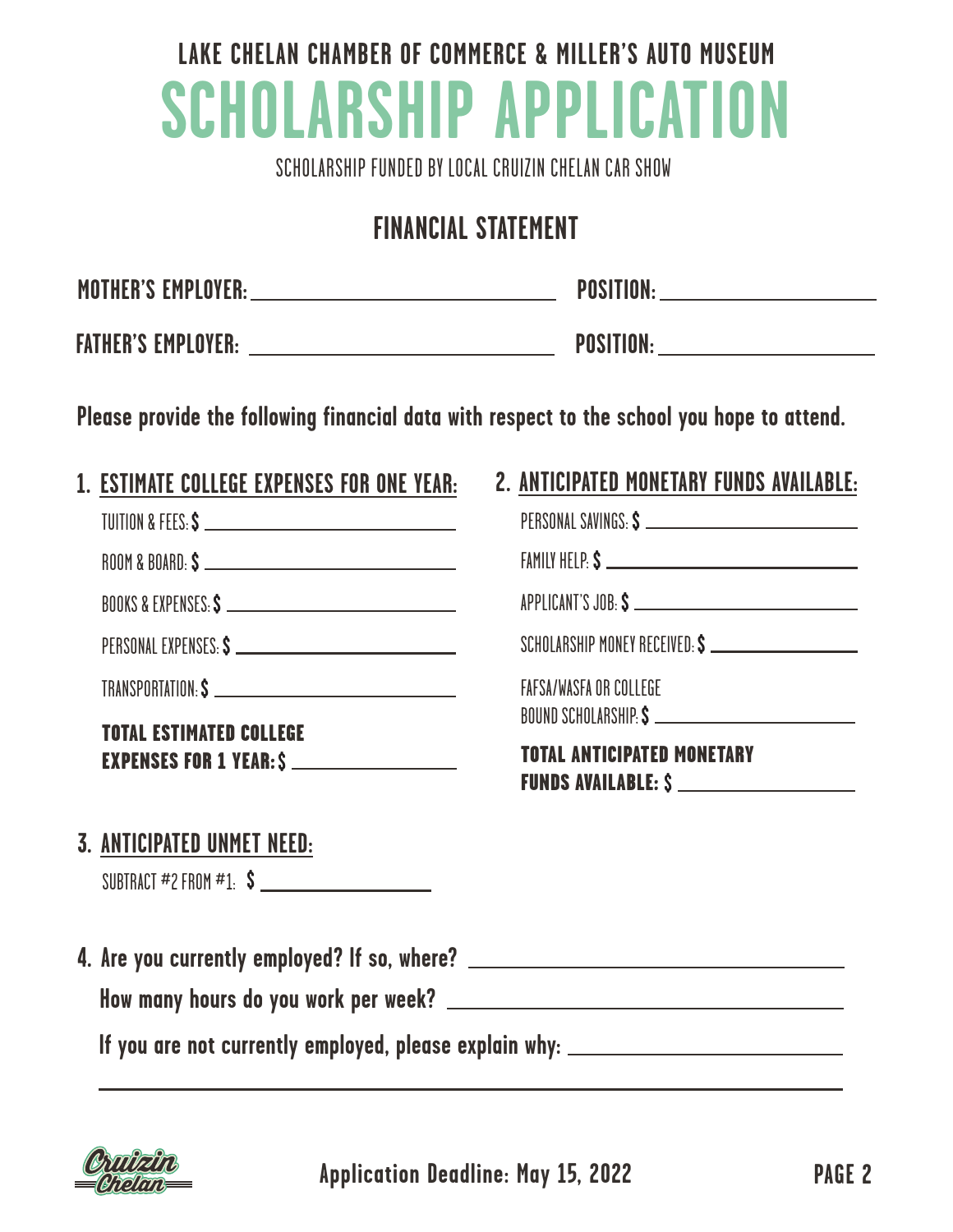LAKE CHELAN CHAMBER OF COMMERCE & MILLER'S AUTO MUSEUM

# SCHOLARSHIP APPLICATION

SCHOLARSHIP FUNDED BY LOCAL CRUIZIN CHELAN CAR SHOW

## FINANCIAL STATEMENT

**MOTHER'S EMPLOYER:** ______________________ **POSITION:** ______________

**FATHER'S EMPLOYER:** ______________________ **POSITION:** ______________

**Please provide the following financial data with respect to the school you hope to attend.**

### 1. ESTIMATE COLLEGE EXPENSES FOR ONE YEAR:

TUITION & FEES: **$** ______________

ROOM & BOARD: **$** ______________

BOOKS & EXPENSES: **$** ______________

PERSONAL EXPENSES: **$** ______________

TRANSPORTATION: **$** ______________

**TOTAL ESTIMATED COLLEGE EXPENSES FOR 1 YEAR: $** ______________

### 2. ANTICIPATED MONETARY FUNDS AVAILABLE:

PERSONAL SAVINGS: **$** ______________

FAMILY HELP: **$** ______________

APPLICANT'S JOB: **$** ______________

SCHOLARSHIP MONEY RECEIVED: **$** ______________

FAFSA/WASFA OR COLLEGE BOUND SCHOLARSHIP: **$** ______________

**TOTAL ANTICIPATED MONETARY FUNDS AVAILABLE: $** ______________

### 3. ANTICIPATED UNMET NEED:

SUBTRACT #2 FROM #1: **$** ______________

**4. Are you currently employed? If so, where?** ______________________

**How many hours do you work per week?** ______________________

**If you are not currently employed, please explain why:** ______________________

______________________________________________

**Application Deadline: May 15, 2022**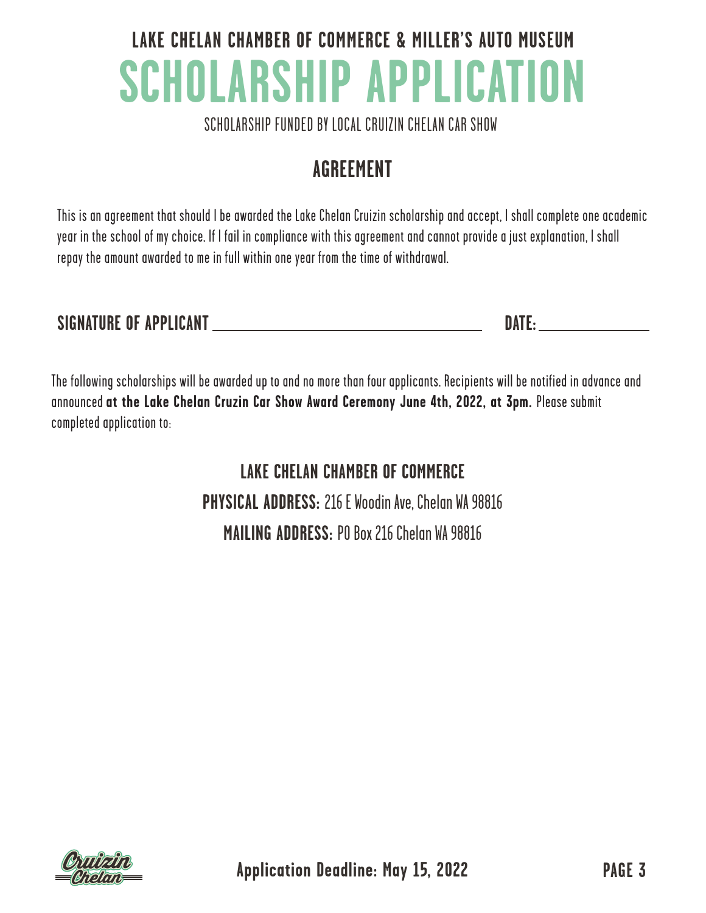LAKE CHELAN CHAMBER OF COMMERCE & MILLER'S AUTO MUSEUM

# SCHOLARSHIP APPLICATION

SCHOLARSHIP FUNDED BY LOCAL CRUIZIN CHELAN CAR SHOW

## AGREEMENT

This is an agreement that should I be awarded the Lake Chelan Cruizin scholarship and accept, I shall complete one academic year in the school of my choice. If I fail in compliance with this agreement and cannot provide a just explanation, I shall repay the amount awarded to me in full within one year from the time of withdrawal.

**SIGNATURE OF APPLICANT** ______________________________ **DATE:** ______________

The following scholarships will be awarded up to and no more than four applicants. Recipients will be notified in advance and announced **at the Lake Chelan Cruzin Car Show Award Ceremony June 4th, 2022, at 3pm.** Please submit completed application to:

**LAKE CHELAN CHAMBER OF COMMERCE**

**PHYSICAL ADDRESS:** 216 E Woodin Ave, Chelan WA 98816

**MAILING ADDRESS:** PO Box 216 Chelan WA 98816

Cruizin Chelan

**Application Deadline: May 15, 2022**